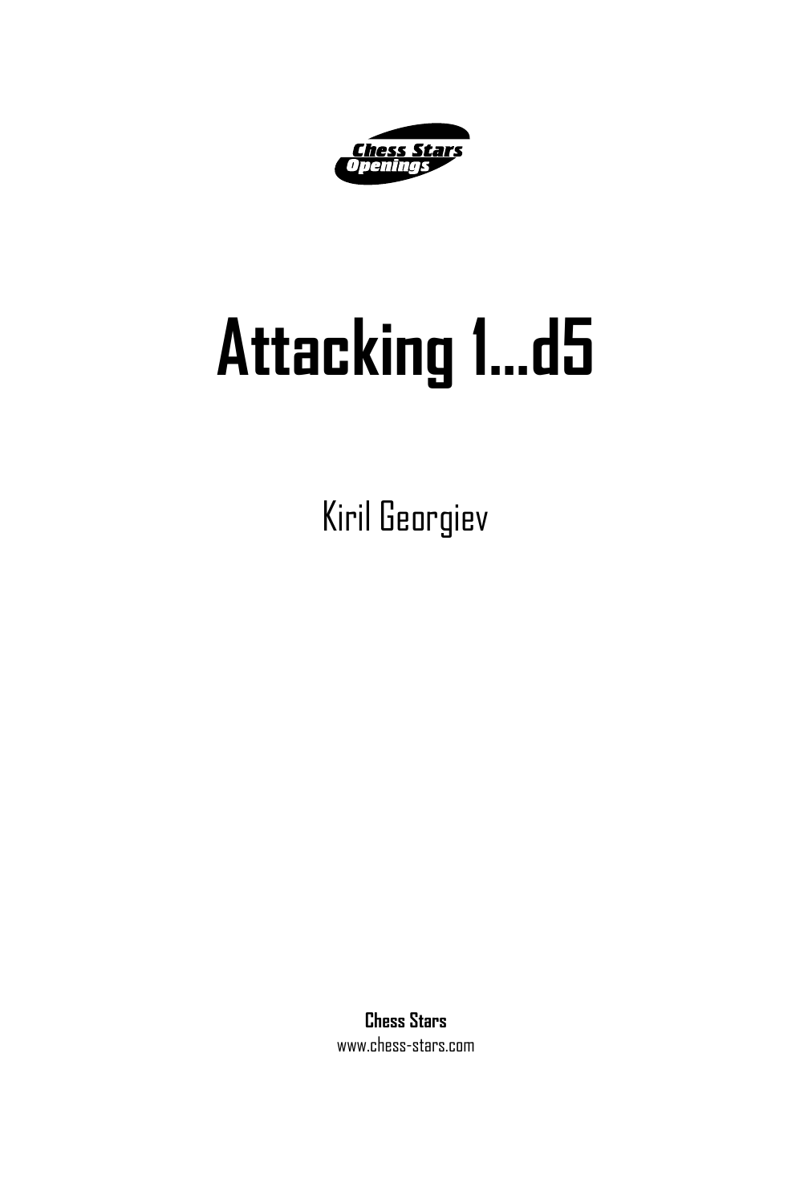Chess Stars Openings

# Attacking 1...d5

Kiril Georgiev

**Chess Stars**
www.chess-stars.com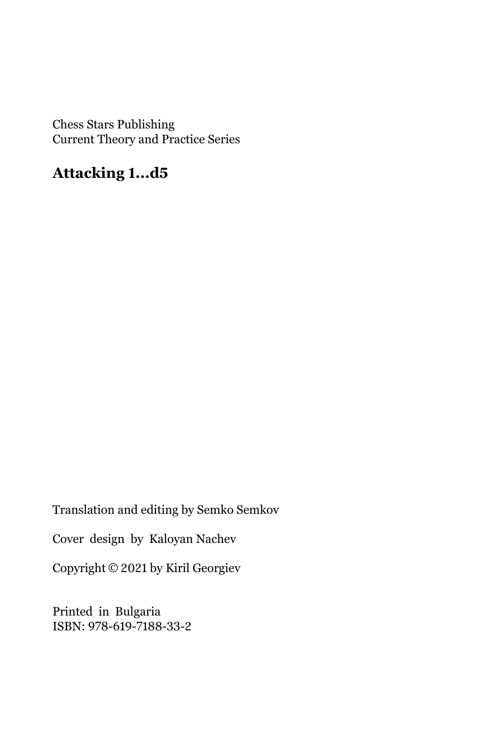Chess Stars Publishing
Current Theory and Practice Series

**Attacking 1...d5**

Translation and editing by Semko Semkov

Cover design by Kaloyan Nachev

Copyright © 2021 by Kiril Georgiev

Printed in Bulgaria
ISBN: 978-619-7188-33-2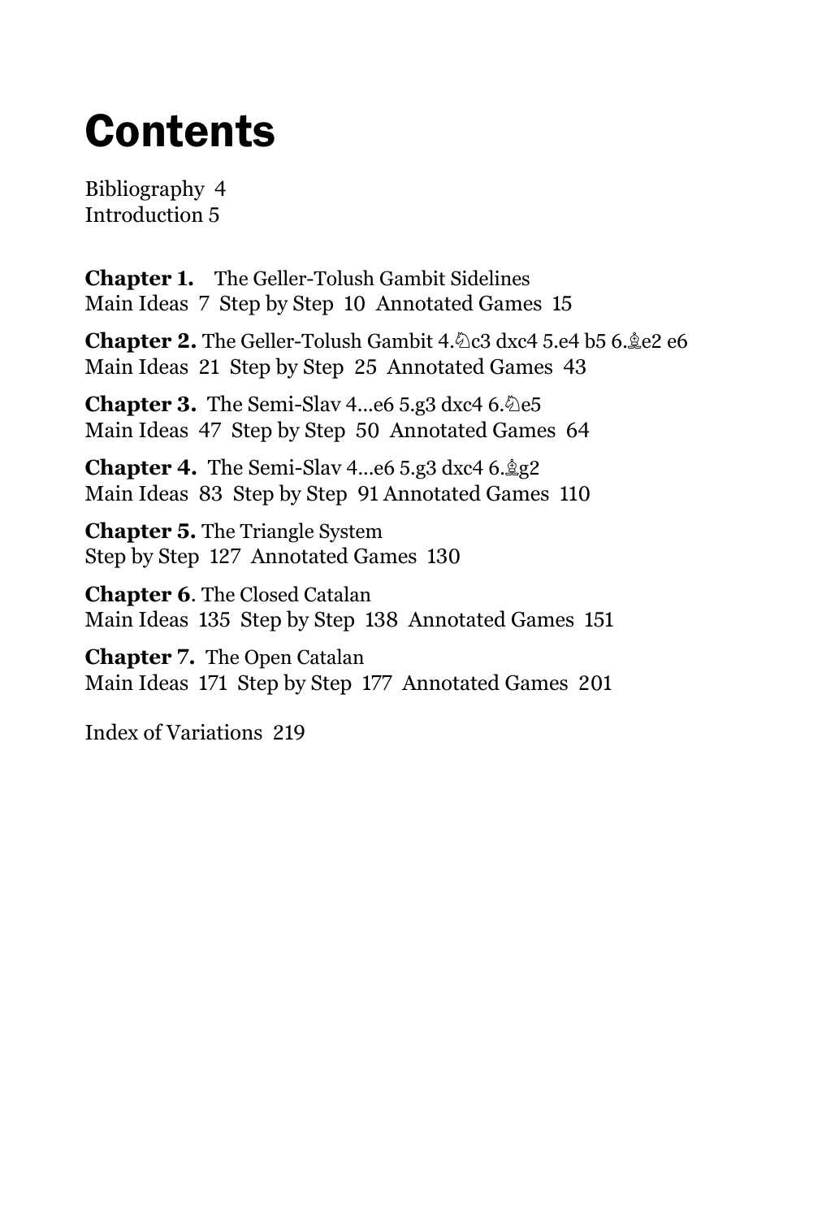# Contents

Bibliography 4
Introduction 5

**Chapter 1.** The Geller-Tolush Gambit Sidelines
Main Ideas 7 Step by Step 10 Annotated Games 15

**Chapter 2.** The Geller-Tolush Gambit 4.♘c3 dxc4 5.e4 b5 6.♗e2 e6
Main Ideas 21 Step by Step 25 Annotated Games 43

**Chapter 3.** The Semi-Slav 4...e6 5.g3 dxc4 6.♘e5
Main Ideas 47 Step by Step 50 Annotated Games 64

**Chapter 4.** The Semi-Slav 4...e6 5.g3 dxc4 6.♗g2
Main Ideas 83 Step by Step 91 Annotated Games 110

**Chapter 5.** The Triangle System
Step by Step 127 Annotated Games 130

**Chapter 6**. The Closed Catalan
Main Ideas 135 Step by Step 138 Annotated Games 151

**Chapter 7.** The Open Catalan
Main Ideas 171 Step by Step 177 Annotated Games 201

Index of Variations 219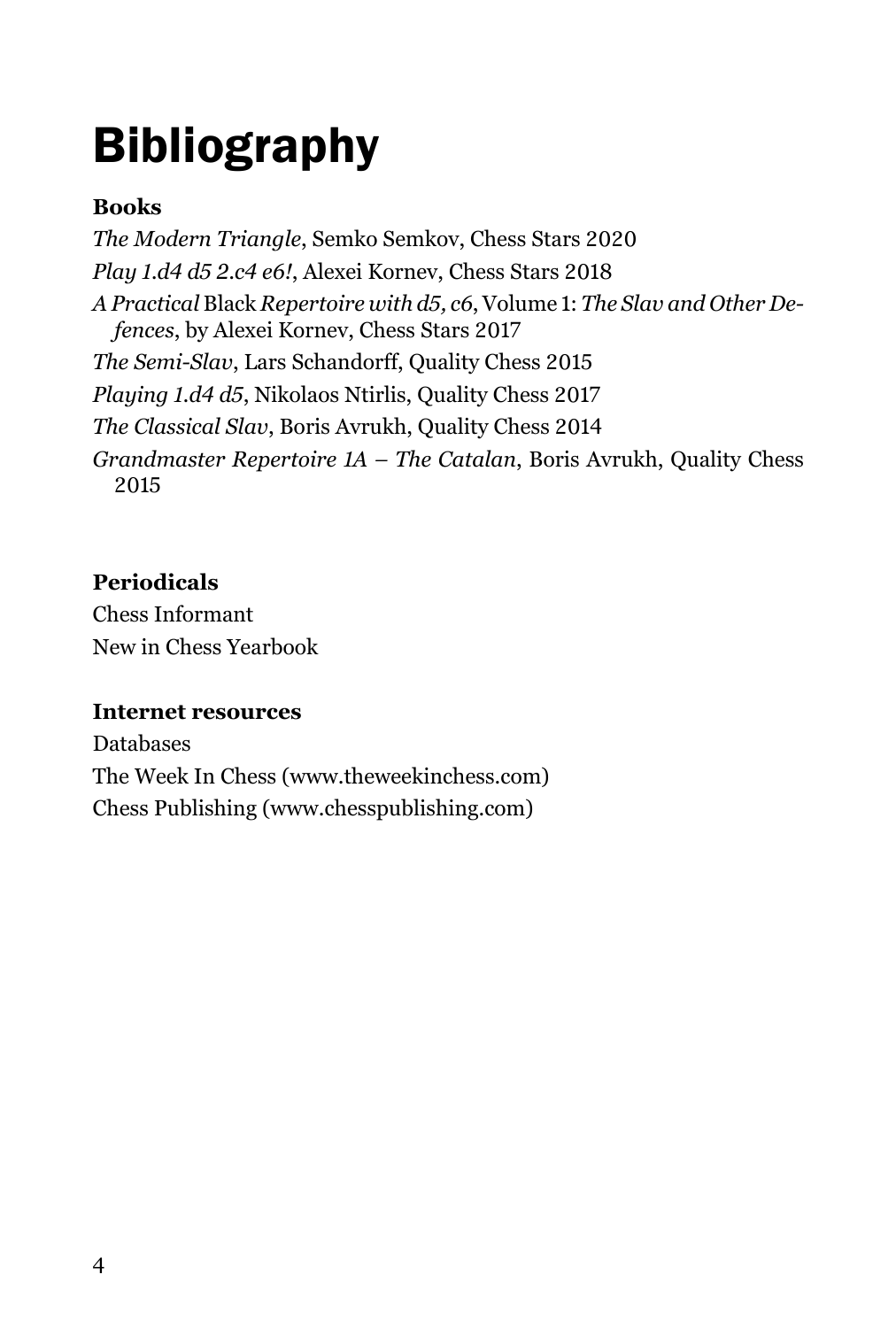# Bibliography

**Books**

*The Modern Triangle*, Semko Semkov, Chess Stars 2020

*Play 1.d4 d5 2.c4 e6!*, Alexei Kornev, Chess Stars 2018

*A Practical* Black *Repertoire with d5, c6*, Volume 1: *The Slav and Other Defences*, by Alexei Kornev, Chess Stars 2017

*The Semi-Slav*, Lars Schandorff, Quality Chess 2015

*Playing 1.d4 d5*, Nikolaos Ntirlis, Quality Chess 2017

*The Classical Slav*, Boris Avrukh, Quality Chess 2014

*Grandmaster Repertoire 1A – The Catalan*, Boris Avrukh, Quality Chess 2015

**Periodicals**

Chess Informant

New in Chess Yearbook

**Internet resources**

Databases

The Week In Chess (www.theweekinchess.com)

Chess Publishing (www.chesspublishing.com)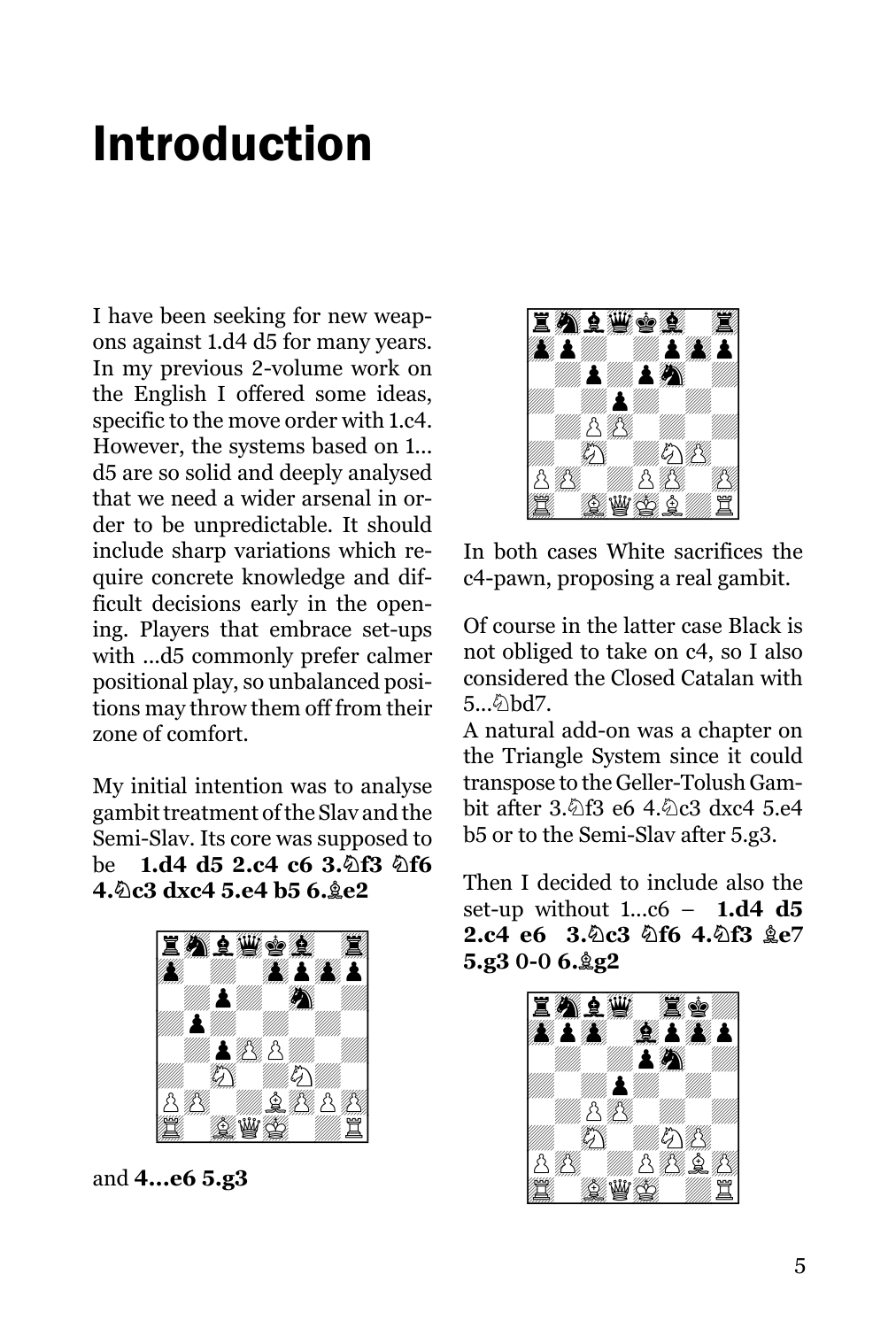# Introduction

I have been seeking for new weapons against 1.d4 d5 for many years. In my previous 2-volume work on the English I offered some ideas, specific to the move order with 1.c4. However, the systems based on 1... d5 are so solid and deeply analysed that we need a wider arsenal in order to be unpredictable. It should include sharp variations which require concrete knowledge and difficult decisions early in the opening. Players that embrace set-ups with ...d5 commonly prefer calmer positional play, so unbalanced positions may throw them off from their zone of comfort.

My initial intention was to analyse gambit treatment of the Slav and the Semi-Slav. Its core was supposed to be **1.d4 d5 2.c4 c6 3.♘f3 ♘f6 4.♘c3 dxc4 5.e4 b5 6.♗e2**

and **4...e6 5.g3**

In both cases White sacrifices the c4-pawn, proposing a real gambit.

Of course in the latter case Black is not obliged to take on c4, so I also considered the Closed Catalan with 5...♘bd7.

A natural add-on was a chapter on the Triangle System since it could transpose to the Geller-Tolush Gambit after 3.♘f3 e6 4.♘c3 dxc4 5.e4 b5 or to the Semi-Slav after 5.g3.

Then I decided to include also the set-up without 1...c6 – **1.d4 d5 2.c4 e6 3.♘c3 ♘f6 4.♘f3 ♗e7 5.g3 0-0 6.♗g2**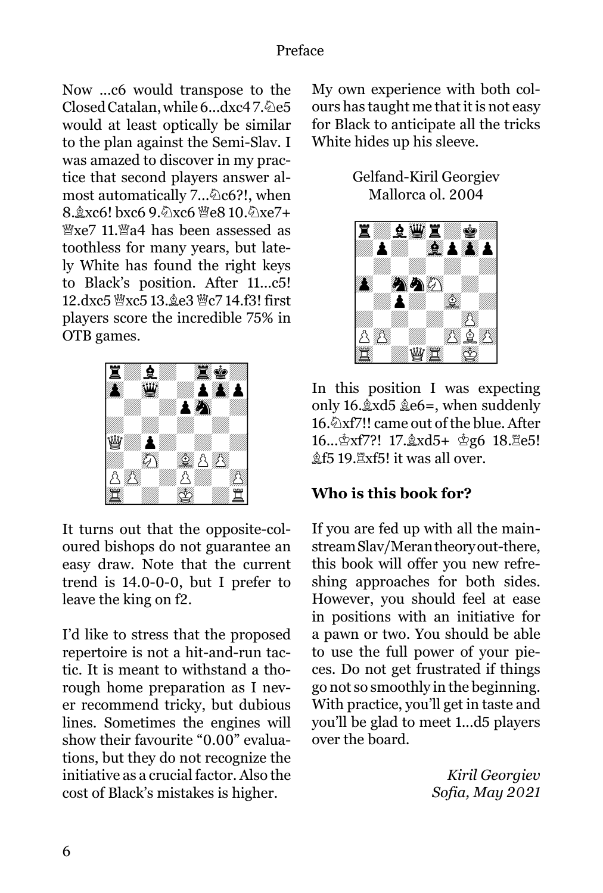Now ...c6 would transpose to the Closed Catalan, while 6...dxc4 7.♘e5 would at least optically be similar to the plan against the Semi-Slav. I was amazed to discover in my practice that second players answer almost automatically 7...♘c6?!, when 8.♗xc6! bxc6 9.♘xc6 ♕e8 10.♘xe7+ ♕xe7 11.♕a4 has been assessed as toothless for many years, but lately White has found the right keys to Black's position. After 11...c5! 12.dxc5 ♕xc5 13.♗e3 ♕c7 14.f3! first players score the incredible 75% in OTB games.

It turns out that the opposite-coloured bishops do not guarantee an easy draw. Note that the current trend is 14.0-0-0, but I prefer to leave the king on f2.

I'd like to stress that the proposed repertoire is not a hit-and-run tactic. It is meant to withstand a thorough home preparation as I never recommend tricky, but dubious lines. Sometimes the engines will show their favourite "0.00" evaluations, but they do not recognize the initiative as a crucial factor. Also the cost of Black's mistakes is higher.

My own experience with both colours has taught me that it is not easy for Black to anticipate all the tricks White hides up his sleeve.

Gelfand-Kiril Georgiev
Mallorca ol. 2004

In this position I was expecting only 16.♗xd5 ♗e6=, when suddenly 16.♘xf7!! came out of the blue. After 16...♔xf7?! 17.♗xd5+ ♔g6 18.♖e5! ♗f5 19.♖xf5! it was all over.

## Who is this book for?

If you are fed up with all the mainstream Slav/Meran theory out-there, this book will offer you new refreshing approaches for both sides. However, you should feel at ease in positions with an initiative for a pawn or two. You should be able to use the full power of your pieces. Do not get frustrated if things go not so smoothly in the beginning. With practice, you'll get in taste and you'll be glad to meet 1...d5 players over the board.

*Kiril Georgiev*
*Sofia, May 2021*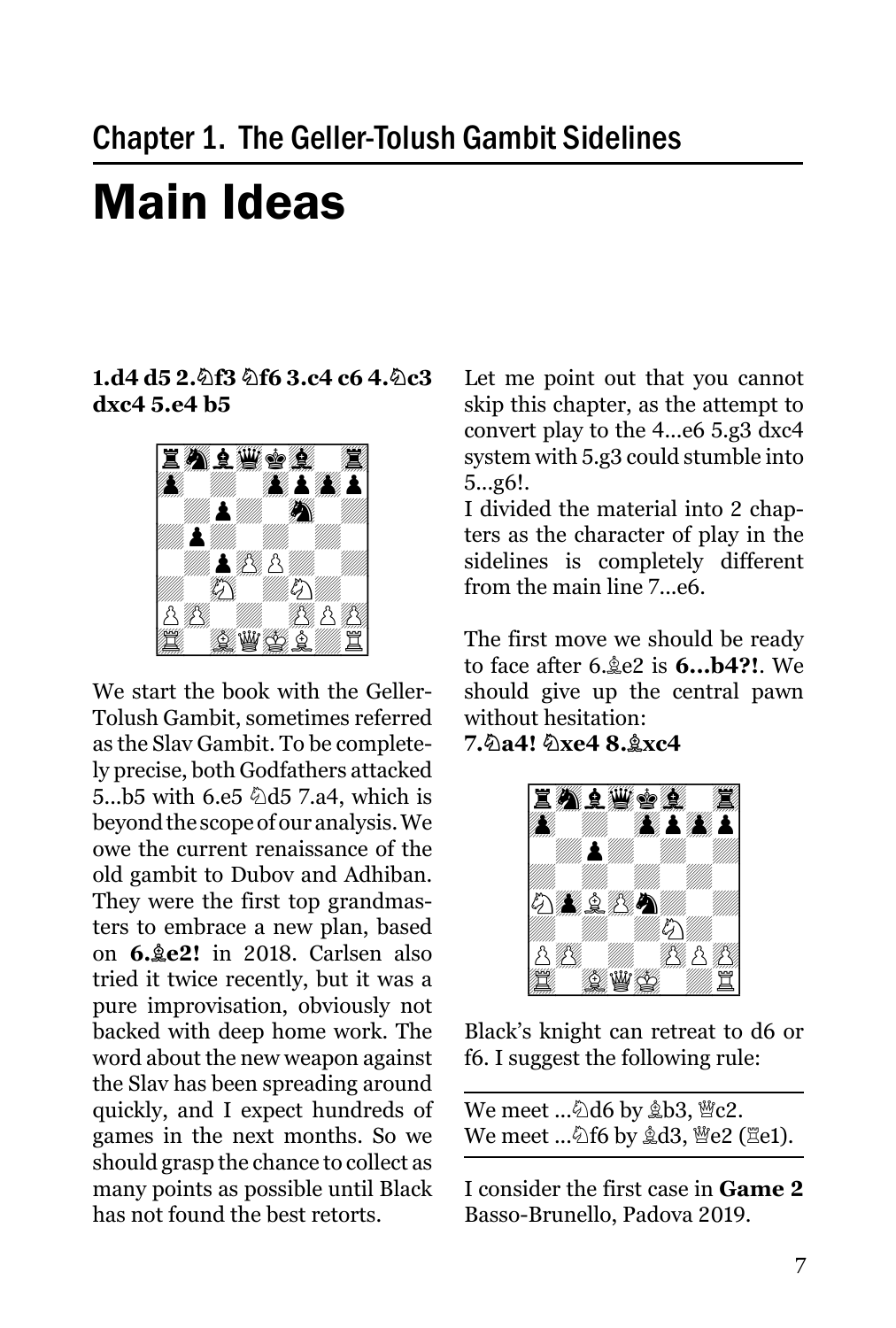## Chapter 1. The Geller-Tolush Gambit Sidelines

# Main Ideas

**1.d4 d5 2.♘f3 ♘f6 3.c4 c6 4.♘c3 dxc4 5.e4 b5**

We start the book with the Geller-Tolush Gambit, sometimes referred as the Slav Gambit. To be completely precise, both Godfathers attacked 5...b5 with 6.e5 ♘d5 7.a4, which is beyond the scope of our analysis. We owe the current renaissance of the old gambit to Dubov and Adhiban. They were the first top grandmasters to embrace a new plan, based on **6.♗e2!** in 2018. Carlsen also tried it twice recently, but it was a pure improvisation, obviously not backed with deep home work. The word about the new weapon against the Slav has been spreading around quickly, and I expect hundreds of games in the next months. So we should grasp the chance to collect as many points as possible until Black has not found the best retorts.

Let me point out that you cannot skip this chapter, as the attempt to convert play to the 4...e6 5.g3 dxc4 system with 5.g3 could stumble into 5...g6!.

I divided the material into 2 chapters as the character of play in the sidelines is completely different from the main line 7...e6.

The first move we should be ready to face after 6.♗e2 is **6...b4?!**. We should give up the central pawn without hesitation:

**7.♘a4! ♘xe4 8.♗xc4**

Black's knight can retreat to d6 or f6. I suggest the following rule:

---

We meet ...♘d6 by ♗b3, ♕c2.
We meet ...♘f6 by ♗d3, ♕e2 (♖e1).

---

I consider the first case in **Game 2** Basso-Brunello, Padova 2019.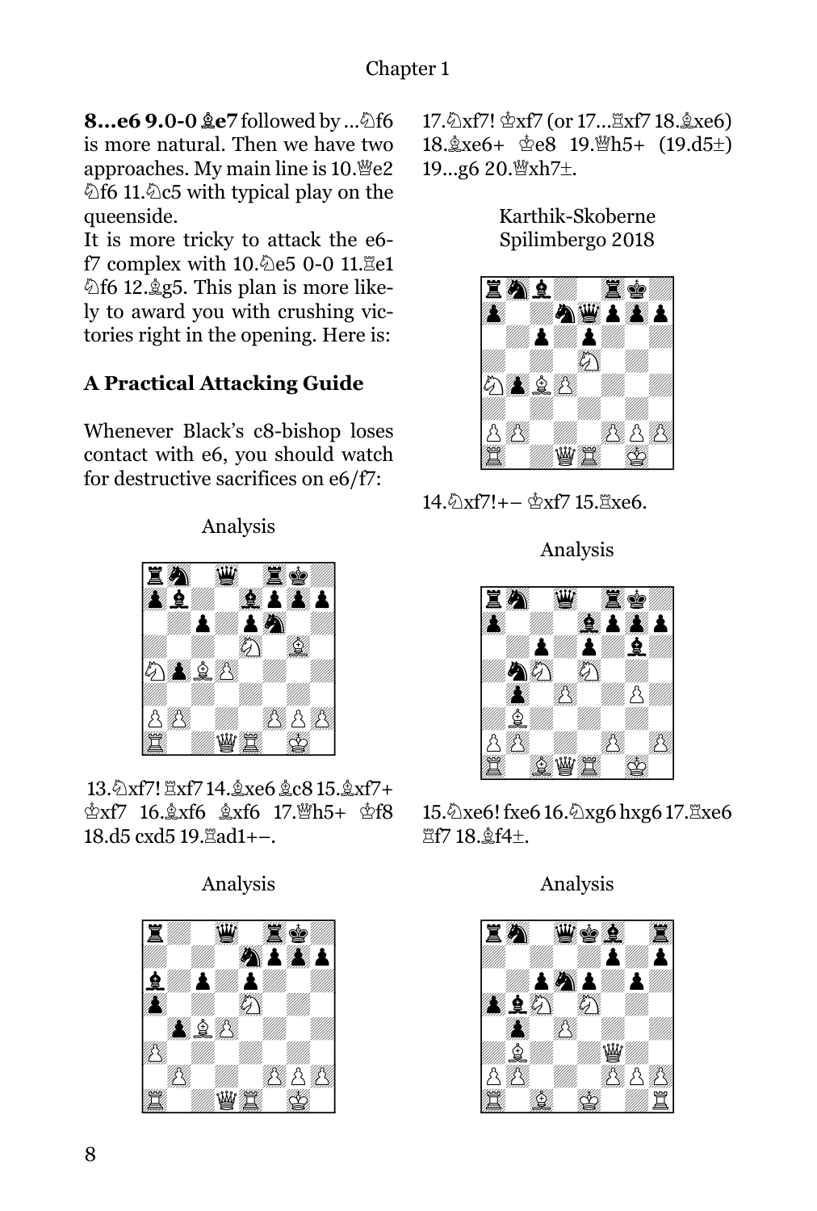**8...e6 9.0-0 ♗e7** followed by ...♘f6 is more natural. Then we have two approaches. My main line is 10.♕e2 ♘f6 11.♘c5 with typical play on the queenside.

It is more tricky to attack the e6-f7 complex with 10.♘e5 0-0 11.♖e1 ♘f6 12.♗g5. This plan is more likely to award you with crushing victories right in the opening. Here is:

### A Practical Attacking Guide

Whenever Black's c8-bishop loses contact with e6, you should watch for destructive sacrifices on e6/f7:

Analysis

13.♘xf7! ♖xf7 14.♗xe6 ♗c8 15.♗xf7+ ♔xf7 16.♗xf6 ♗xf6 17.♕h5+ ♔f8 18.d5 cxd5 19.♖ad1+–.

Analysis

17.♘xf7! ♔xf7 (or 17...♖xf7 18.♗xe6) 18.♗xe6+ ♔e8 19.♕h5+ (19.d5±) 19...g6 20.♕xh7±.

Karthik-Skoberne
Spilimbergo 2018

14.♘xf7!+– ♔xf7 15.♖xe6.

Analysis

15.♘xe6! fxe6 16.♘xg6 hxg6 17.♖xe6 ♖f7 18.♗f4±.

Analysis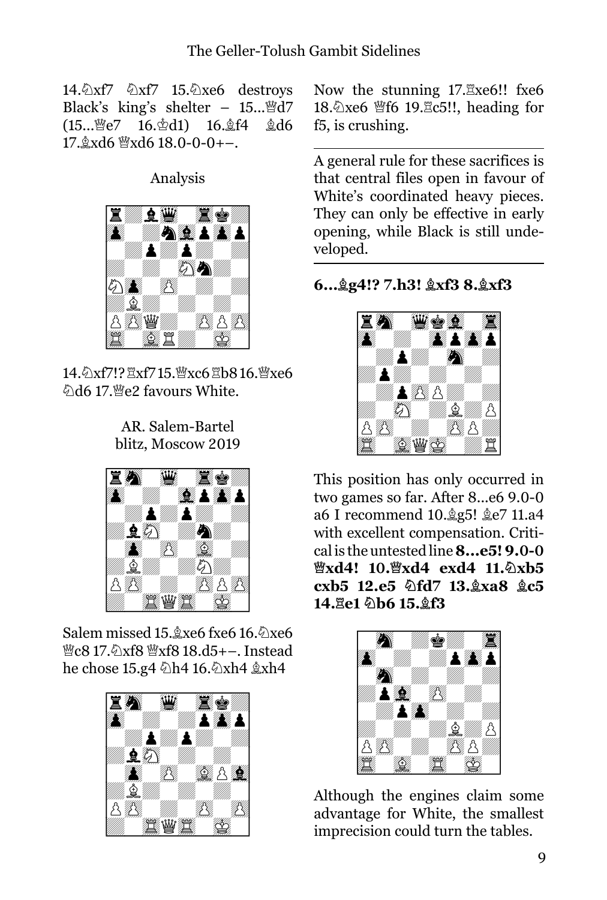14.♘xf7 ♘xf7 15.♘xe6 destroys Black's king's shelter – 15...♕d7 (15...♕e7 16.♔d1) 16.♗f4 ♗d6 17.♗xd6 ♕xd6 18.0-0-0+–.

Analysis

14.♘xf7!? ♖xf7 15.♕xc6 ♖b8 16.♕xe6 ♘d6 17.♕e2 favours White.

AR. Salem-Bartel
blitz, Moscow 2019

Salem missed 15.♗xe6 fxe6 16.♘xe6 ♕c8 17.♘xf8 ♕xf8 18.d5+–. Instead he chose 15.g4 ♘h4 16.♘xh4 ♗xh4

Now the stunning 17.♖xe6!! fxe6 18.♘xe6 ♕f6 19.♖c5!!, heading for f5, is crushing.

---

A general rule for these sacrifices is that central files open in favour of White's coordinated heavy pieces. They can only be effective in early opening, while Black is still undeveloped.

---

**6...♗g4!? 7.h3! ♗xf3 8.♗xf3**

This position has only occurred in two games so far. After 8...e6 9.0-0 a6 I recommend 10.♗g5! ♗e7 11.a4 with excellent compensation. Critical is the untested line **8...e5! 9.0-0 ♕xd4! 10.♕xd4 exd4 11.♘xb5 cxb5 12.e5 ♘fd7 13.♗xa8 ♗c5 14.♖e1 ♘b6 15.♗f3**

Although the engines claim some advantage for White, the smallest imprecision could turn the tables.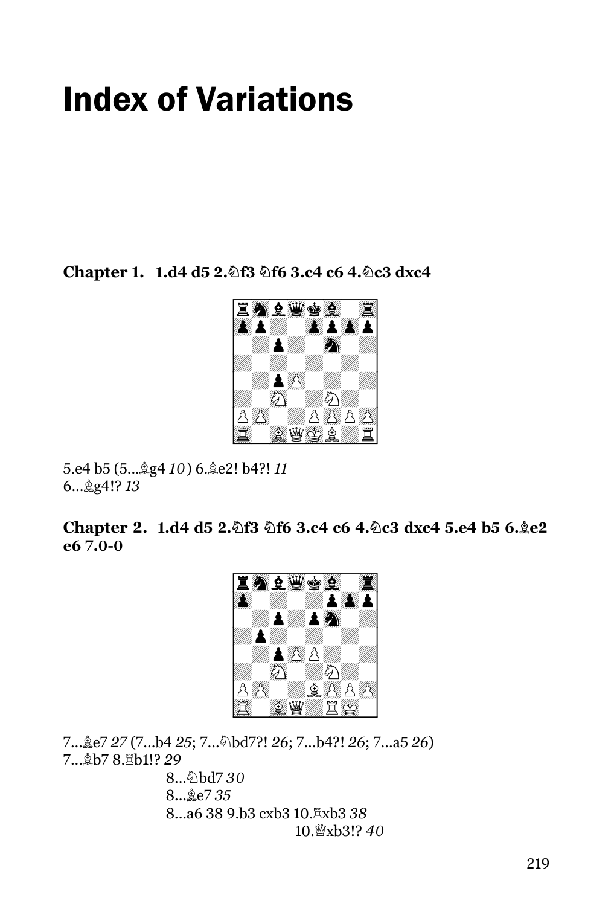# Index of Variations

**Chapter 1. 1.d4 d5 2.♘f3 ♘f6 3.c4 c6 4.♘c3 dxc4**

5.e4 b5 (5...♗g4 *10*) 6.♗e2! b4?! *11*
6...♗g4!? *13*

**Chapter 2. 1.d4 d5 2.♘f3 ♘f6 3.c4 c6 4.♘c3 dxc4 5.e4 b5 6.♗e2 e6 7.0-0**

7...♗e7 *27* (7...b4 *25*; 7...♘bd7?! *26*; 7...b4?! *26*; 7...a5 *26*)
7...♗b7 8.♖b1!? *29*

8...♘bd7 *30*
8...♗e7 *35*
8...a6 38 9.b3 cxb3 10.♖xb3 *38*
10.♕xb3!? *40*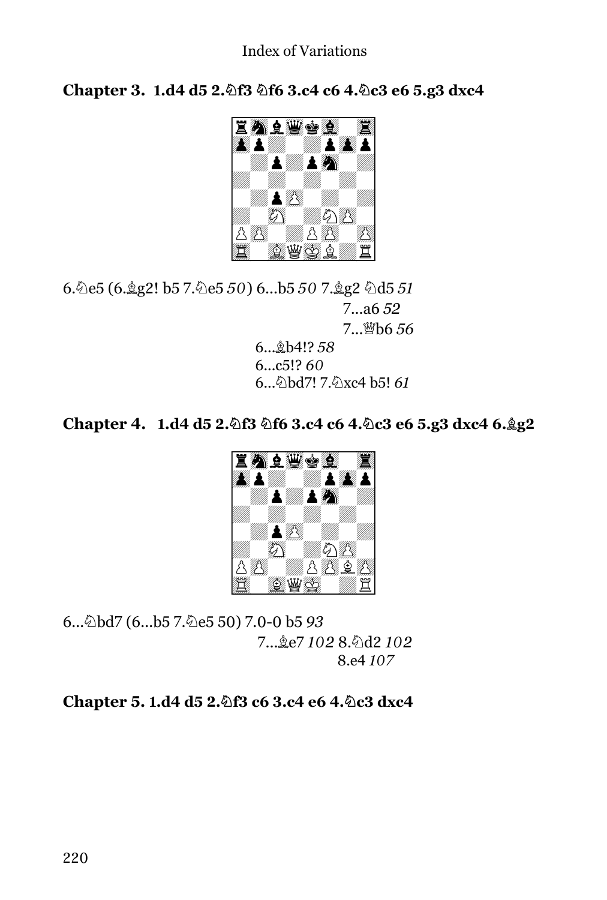## Chapter 3. 1.d4 d5 2.♘f3 ♘f6 3.c4 c6 4.♘c3 e6 5.g3 dxc4

6.♘e5 (6.♗g2! b5 7.♘e5 *50*) 6...b5 *50* 7.♗g2 ♘d5 *51*

7...a6 *52*

7...♕b6 *56*

6...♗b4!? *58*

6...c5!? *60*

6...♘bd7! 7.♘xc4 b5! *61*

## Chapter 4. 1.d4 d5 2.♘f3 ♘f6 3.c4 c6 4.♘c3 e6 5.g3 dxc4 6.♗g2

6...♘bd7 (6...b5 7.♘e5 50) 7.0-0 b5 *93*

7...♗e7 *102* 8.♘d2 *102*

8.e4 *107*

## Chapter 5. 1.d4 d5 2.♘f3 c6 3.c4 e6 4.♘c3 dxc4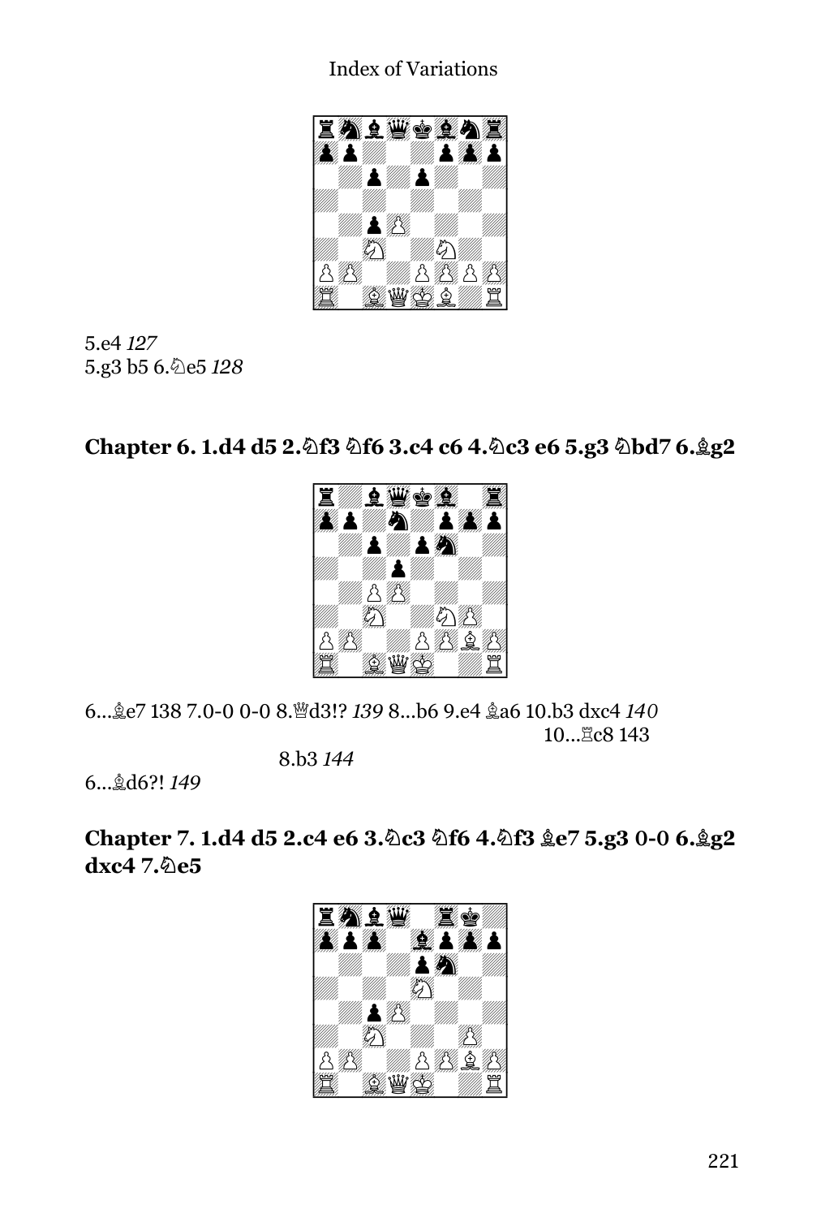5.e4 *127*

5.g3 b5 6.♘e5 *128*

## Chapter 6. 1.d4 d5 2.♘f3 ♘f6 3.c4 c6 4.♘c3 e6 5.g3 ♘bd7 6.♗g2

6...♗e7 138 7.0-0 0-0 8.♕d3!? *139* 8...b6 9.e4 ♗a6 10.b3 dxc4 *140*

10...♖c8 143

8.b3 *144*

6...♗d6?! *149*

## Chapter 7. 1.d4 d5 2.c4 e6 3.♘c3 ♘f6 4.♘f3 ♗e7 5.g3 0-0 6.♗g2 dxc4 7.♘e5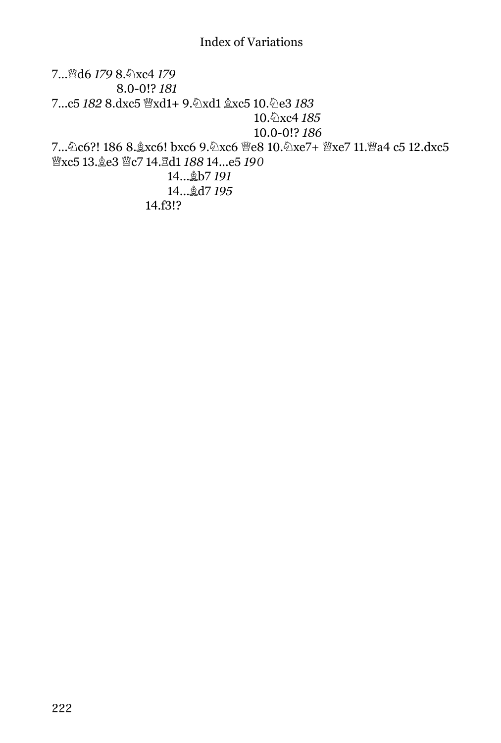7...♕d6 *179* 8.♘xc4 *179*
8.0-0!? *181*

7...c5 *182* 8.dxc5 ♕xd1+ 9.♘xd1 ♗xc5 10.♘e3 *183*
10.♘xc4 *185*
10.0-0!? *186*

7...♘c6?! 186 8.♗xc6! bxc6 9.♘xc6 ♕e8 10.♘xe7+ ♕xe7 11.♕a4 c5 12.dxc5 ♕xc5 13.♗e3 ♕c7 14.♖d1 *188* 14...e5 *190*
14...♗b7 *191*
14...♗d7 *195*
14.f3!?